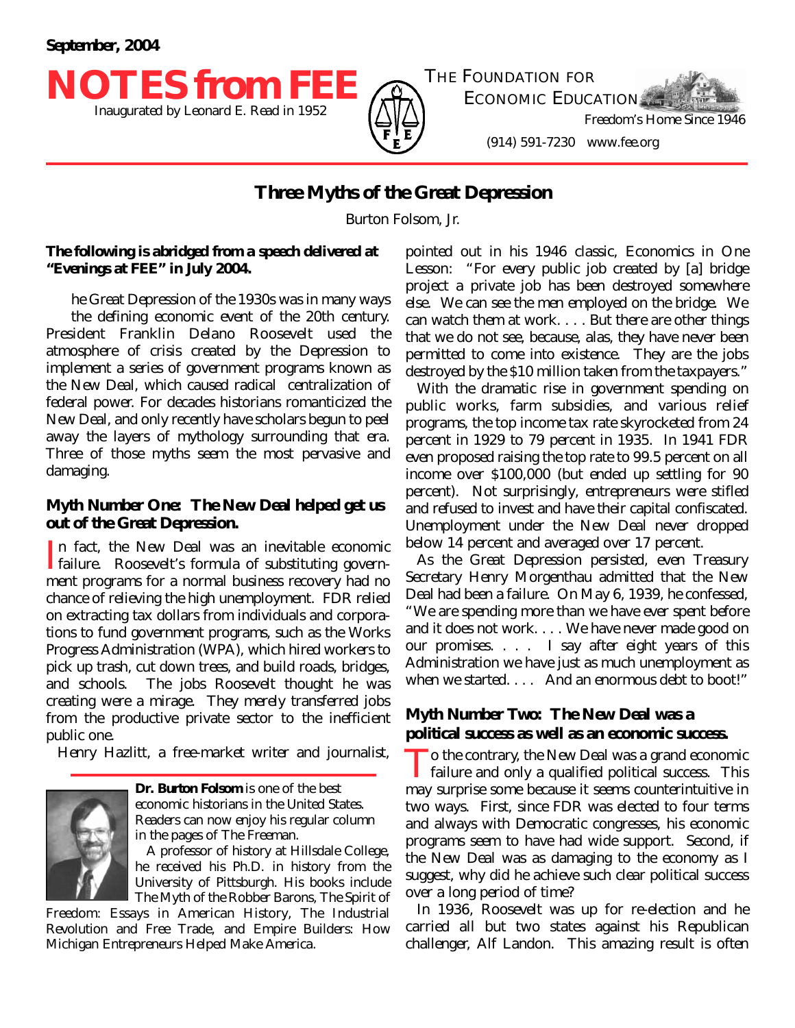September, 2004

# NOTES from FEE

Inaugurated by Leonard E. Read in 1952

THE FOUNDATION FOR ECONOMIC EDUCATION

Freedom's Home Since 1946

(914) 591-7230 www.fee.org

## Three Myths of the Great Depression

Burton Folsom, Jr.

**The following is abridged from a speech delivered at "Evenings at FEE" in July 2004.**

The Great Depression of the 1930s was in many ways the defining economic event of the 20th century. President Franklin Delano Roosevelt used the atmosphere of crisis created by the Depression to implement a series of government programs known as the New Deal, which caused radical centralization of federal power. For decades historians romanticized the New Deal, and only recently have scholars begun to peel away the layers of mythology surrounding that era. Three of those myths seem the most pervasive and damaging.

### Myth Number One: The New Deal helped get us out of the Great Depression.

In fact, the New Deal was an inevitable economic failure. Roosevelt's formula of substituting government programs for a normal business recovery had no chance of relieving the high unemployment. FDR relied on extracting tax dollars from individuals and corporations to fund government programs, such as the Works Progress Administration (WPA), which hired workers to pick up trash, cut down trees, and build roads, bridges, and schools. The jobs Roosevelt thought he was creating were a mirage. They merely transferred jobs from the productive private sector to the inefficient public one.

Henry Hazlitt, a free-market writer and journalist, pointed out in his 1946 classic, Economics in One Lesson: "For every public job created by [a] bridge project a private job has been destroyed somewhere else. We can see the men employed on the bridge. We can watch them at work. . . . But there are other things that we do not see, because, alas, they have never been permitted to come into existence. They are the jobs destroyed by the $10 million taken from the taxpayers."

With the dramatic rise in government spending on public works, farm subsidies, and various relief programs, the top income tax rate skyrocketed from 24 percent in 1929 to 79 percent in 1935. In 1941 FDR even proposed raising the top rate to 99.5 percent on all income over $100,000 (but ended up settling for 90 percent). Not surprisingly, entrepreneurs were stifled and refused to invest and have their capital confiscated. Unemployment under the New Deal never dropped below 14 percent and averaged over 17 percent.

As the Great Depression persisted, even Treasury Secretary Henry Morgenthau admitted that the New Deal had been a failure. On May 6, 1939, he confessed, "We are spending more than we have ever spent before and it does not work. . . . We have never made good on our promises. . . . I say after eight years of this Administration we have just as much unemployment as when we started. . . . And an enormous debt to boot!"

### Myth Number Two: The New Deal was a political success as well as an economic success.

To the contrary, the New Deal was a grand economic failure and only a qualified political success. This may surprise some because it seems counterintuitive in two ways. First, since FDR was elected to four terms and always with Democratic congresses, his economic programs seem to have had wide support. Second, if the New Deal was as damaging to the economy as I suggest, why did he achieve such clear political success over a long period of time?

In 1936, Roosevelt was up for re-election and he carried all but two states against his Republican challenger, Alf Landon. This amazing result is often

---

**Dr. Burton Folsom** is one of the best economic historians in the United States. Readers can now enjoy his regular column in the pages of The Freeman.

A professor of history at Hillsdale College, he received his Ph.D. in history from the University of Pittsburgh. His books include The Myth of the Robber Barons, The Spirit of Freedom: Essays in American History, The Industrial Revolution and Free Trade, and Empire Builders: How Michigan Entrepreneurs Helped Make America.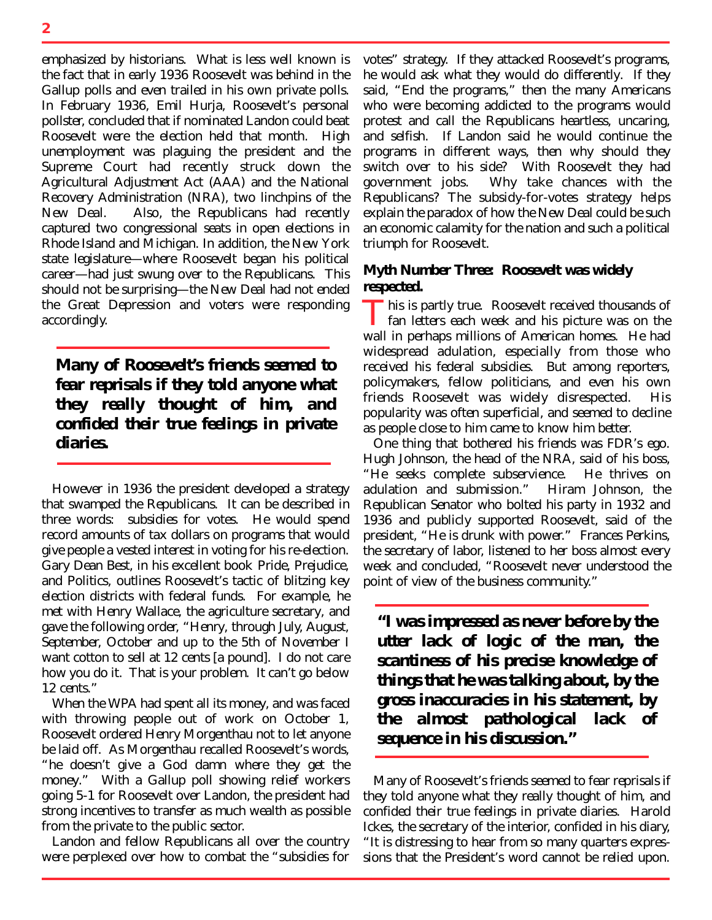emphasized by historians. What is less well known is the fact that in early 1936 Roosevelt was behind in the Gallup polls and even trailed in his own private polls. In February 1936, Emil Hurja, Roosevelt's personal pollster, concluded that if nominated Landon could beat Roosevelt were the election held that month. High unemployment was plaguing the president and the Supreme Court had recently struck down the Agricultural Adjustment Act (AAA) and the National Recovery Administration (NRA), two linchpins of the New Deal. Also, the Republicans had recently captured two congressional seats in open elections in Rhode Island and Michigan. In addition, the New York state legislature—where Roosevelt began his political career—had just swung over to the Republicans. This should not be surprising—the New Deal had not ended the Great Depression and voters were responding accordingly.

**Many of Roosevelt's friends seemed to fear reprisals if they told anyone what they really thought of him, and confided their true feelings in private diaries.**

However in 1936 the president developed a strategy that swamped the Republicans. It can be described in three words: subsidies for votes. He would spend record amounts of tax dollars on programs that would give people a vested interest in voting for his re-election. Gary Dean Best, in his excellent book Pride, Prejudice, and Politics, outlines Roosevelt's tactic of blitzing key election districts with federal funds. For example, he met with Henry Wallace, the agriculture secretary, and gave the following order, "Henry, through July, August, September, October and up to the 5th of November I want cotton to sell at 12 cents [a pound]. I do not care how you do it. That is your problem. It can't go below 12 cents."

When the WPA had spent all its money, and was faced with throwing people out of work on October 1, Roosevelt ordered Henry Morgenthau not to let anyone be laid off. As Morgenthau recalled Roosevelt's words, "he doesn't give a God damn where they get the money." With a Gallup poll showing relief workers going 5-1 for Roosevelt over Landon, the president had strong incentives to transfer as much wealth as possible from the private to the public sector.

Landon and fellow Republicans all over the country were perplexed over how to combat the "subsidies for votes" strategy. If they attacked Roosevelt's programs, he would ask what they would do differently. If they said, "End the programs," then the many Americans who were becoming addicted to the programs would protest and call the Republicans heartless, uncaring, and selfish. If Landon said he would continue the programs in different ways, then why should they switch over to his side? With Roosevelt they had government jobs. Why take chances with the Republicans? The subsidy-for-votes strategy helps explain the paradox of how the New Deal could be such an economic calamity for the nation and such a political triumph for Roosevelt.

### Myth Number Three: Roosevelt was widely respected.

This is partly true. Roosevelt received thousands of fan letters each week and his picture was on the wall in perhaps millions of American homes. He had widespread adulation, especially from those who received his federal subsidies. But among reporters, policymakers, fellow politicians, and even his own friends Roosevelt was widely disrespected. His popularity was often superficial, and seemed to decline as people close to him came to know him better.

One thing that bothered his friends was FDR's ego. Hugh Johnson, the head of the NRA, said of his boss, "He seeks complete subservience. He thrives on adulation and submission." Hiram Johnson, the Republican Senator who bolted his party in 1932 and 1936 and publicly supported Roosevelt, said of the president, "He is drunk with power." Frances Perkins, the secretary of labor, listened to her boss almost every week and concluded, "Roosevelt never understood the point of view of the business community."

**"I was impressed as never before by the utter lack of logic of the man, the scantiness of his precise knowledge of things that he was talking about, by the gross inaccuracies in his statement, by the almost pathological lack of sequence in his discussion."**

Many of Roosevelt's friends seemed to fear reprisals if they told anyone what they really thought of him, and confided their true feelings in private diaries. Harold Ickes, the secretary of the interior, confided in his diary, "It is distressing to hear from so many quarters expressions that the President's word cannot be relied upon.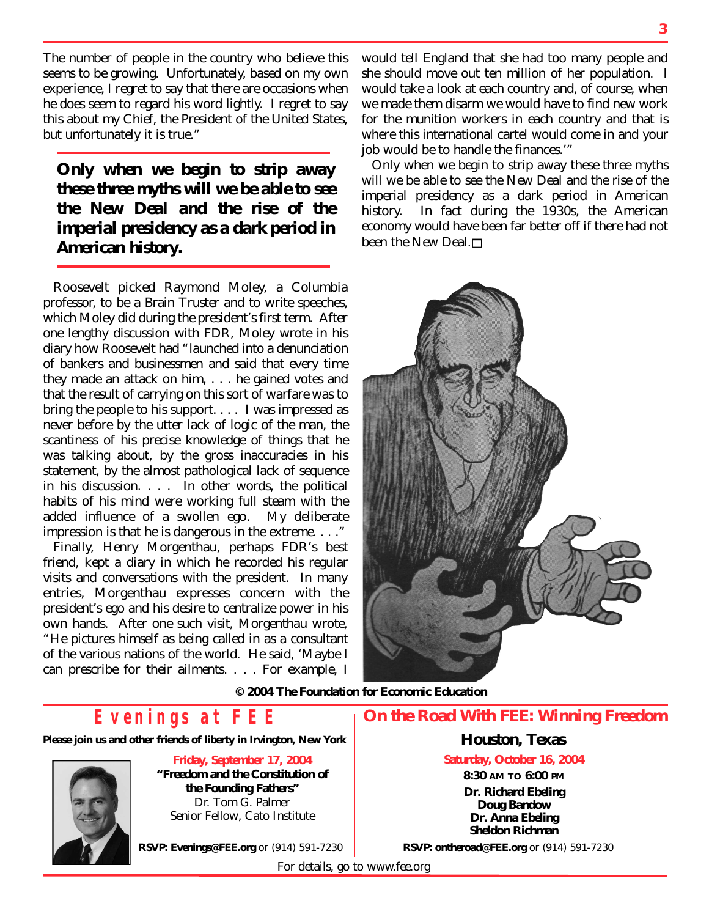The number of people in the country who believe this seems to be growing. Unfortunately, based on my own experience, I regret to say that there are occasions when he does seem to regard his word lightly. I regret to say this about my Chief, the President of the United States, but unfortunately it is true."

**Only when we begin to strip away these three myths will we be able to see the New Deal and the rise of the imperial presidency as a dark period in American history.**

Roosevelt picked Raymond Moley, a Columbia professor, to be a Brain Truster and to write speeches, which Moley did during the president's first term. After one lengthy discussion with FDR, Moley wrote in his diary how Roosevelt had "launched into a denunciation of bankers and businessmen and said that every time they made an attack on him, . . . he gained votes and that the result of carrying on this sort of warfare was to bring the people to his support. . . . I was impressed as never before by the utter lack of logic of the man, the scantiness of his precise knowledge of things that he was talking about, by the gross inaccuracies in his statement, by the almost pathological lack of sequence in his discussion. . . . In other words, the political habits of his mind were working full steam with the added influence of a swollen ego. My deliberate impression is that he is dangerous in the extreme. . . ."

Finally, Henry Morgenthau, perhaps FDR's best friend, kept a diary in which he recorded his regular visits and conversations with the president. In many entries, Morgenthau expresses concern with the president's ego and his desire to centralize power in his own hands. After one such visit, Morgenthau wrote, "He pictures himself as being called in as a consultant of the various nations of the world. He said, 'Maybe I can prescribe for their ailments. . . . For example, I would tell England that she had too many people and she should move out ten million of her population. I would take a look at each country and, of course, when we made them disarm we would have to find new work for the munition workers in each country and that is where this international cartel would come in and your job would be to handle the finances.'"

Only when we begin to strip away these three myths will we be able to see the New Deal and the rise of the imperial presidency as a dark period in American history. In fact during the 1930s, the American economy would have been far better off if there had not been the New Deal. □

**© 2004 The Foundation for Economic Education**

## Evenings at FEE

**Please join us and other friends of liberty in Irvington, New York**

**Friday, September 17, 2004**

**"Freedom and the Constitution of the Founding Fathers"**

Dr. Tom G. Palmer
Senior Fellow, Cato Institute

**RSVP: Evenings@FEE.org** or (914) 591-7230

## On the Road With FEE: Winning Freedom

### Houston, Texas

**Saturday, October 16, 2004**

**8:30 AM TO 6:00 PM**

**Dr. Richard Ebeling**
**Doug Bandow**
**Dr. Anna Ebeling**
**Sheldon Richman**

**RSVP: ontheroad@FEE.org** or (914) 591-7230

For details, go to www.fee.org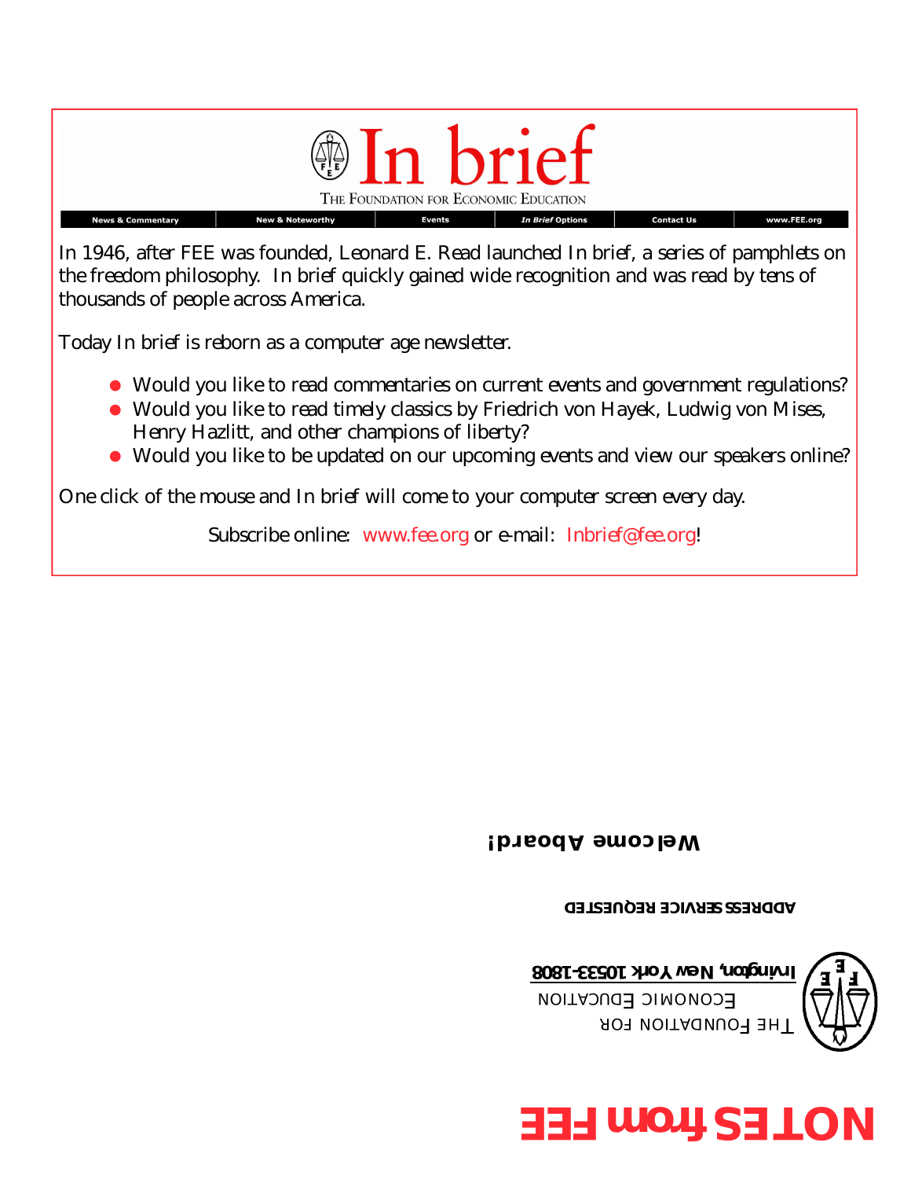# In brief

THE FOUNDATION FOR ECONOMIC EDUCATION

News & Commentary | New & Noteworthy | Events | *In Brief* Options | Contact Us | www.FEE.org

In 1946, after FEE was founded, Leonard E. Read launched In brief, a series of pamphlets on the freedom philosophy. In brief quickly gained wide recognition and was read by tens of thousands of people across America.

Today In brief is reborn as a computer age newsletter.

- Would you like to read commentaries on current events and government regulations?
- Would you like to read timely classics by Friedrich von Hayek, Ludwig von Mises, Henry Hazlitt, and other champions of liberty?
- Would you like to be updated on our upcoming events and view our speakers online?

One click of the mouse and In brief will come to your computer screen every day.

Subscribe online: www.fee.org or e-mail: Inbrief@fee.org!

**Welcome Aboard!**

**ADDRESS SERVICE REQUESTED**

THE FOUNDATION FOR
ECONOMIC EDUCATION
**Irvington, New York 10533-1808**

# NOTES from FEE